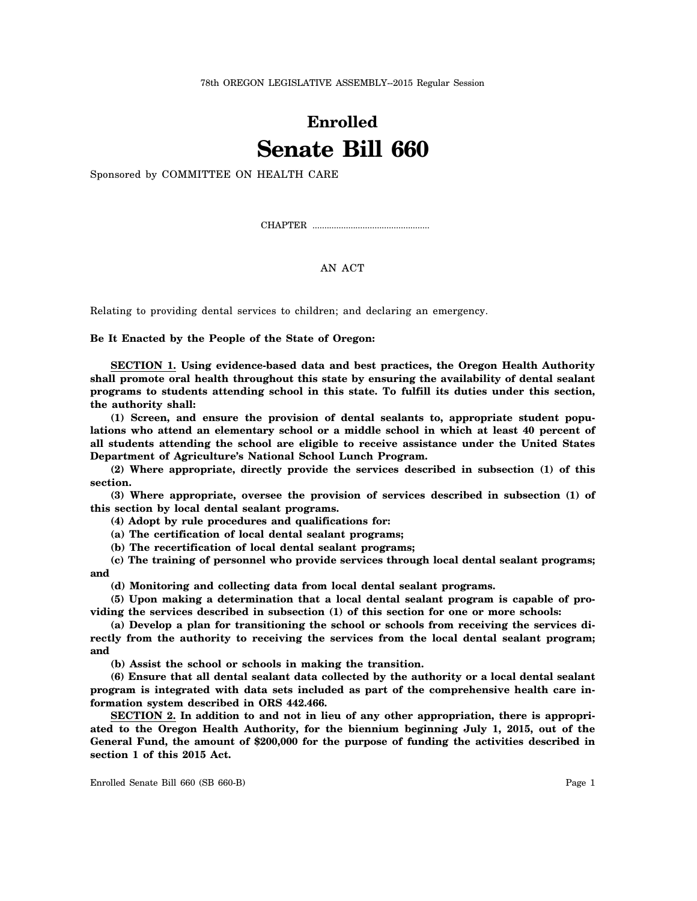78th OREGON LEGISLATIVE ASSEMBLY--2015 Regular Session

# Enrolled
# Senate Bill 660

Sponsored by COMMITTEE ON HEALTH CARE

CHAPTER ................................................

AN ACT

Relating to providing dental services to children; and declaring an emergency.

**Be It Enacted by the People of the State of Oregon:**

**SECTION 1. Using evidence-based data and best practices, the Oregon Health Authority shall promote oral health throughout this state by ensuring the availability of dental sealant programs to students attending school in this state. To fulfill its duties under this section, the authority shall:**

**(1) Screen, and ensure the provision of dental sealants to, appropriate student populations who attend an elementary school or a middle school in which at least 40 percent of all students attending the school are eligible to receive assistance under the United States Department of Agriculture's National School Lunch Program.**

**(2) Where appropriate, directly provide the services described in subsection (1) of this section.**

**(3) Where appropriate, oversee the provision of services described in subsection (1) of this section by local dental sealant programs.**

**(4) Adopt by rule procedures and qualifications for:**

**(a) The certification of local dental sealant programs;**

**(b) The recertification of local dental sealant programs;**

**(c) The training of personnel who provide services through local dental sealant programs; and**

**(d) Monitoring and collecting data from local dental sealant programs.**

**(5) Upon making a determination that a local dental sealant program is capable of providing the services described in subsection (1) of this section for one or more schools:**

**(a) Develop a plan for transitioning the school or schools from receiving the services directly from the authority to receiving the services from the local dental sealant program; and**

**(b) Assist the school or schools in making the transition.**

**(6) Ensure that all dental sealant data collected by the authority or a local dental sealant program is integrated with data sets included as part of the comprehensive health care information system described in ORS 442.466.**

**SECTION 2. In addition to and not in lieu of any other appropriation, there is appropriated to the Oregon Health Authority, for the biennium beginning July 1, 2015, out of the General Fund, the amount of $200,000 for the purpose of funding the activities described in section 1 of this 2015 Act.**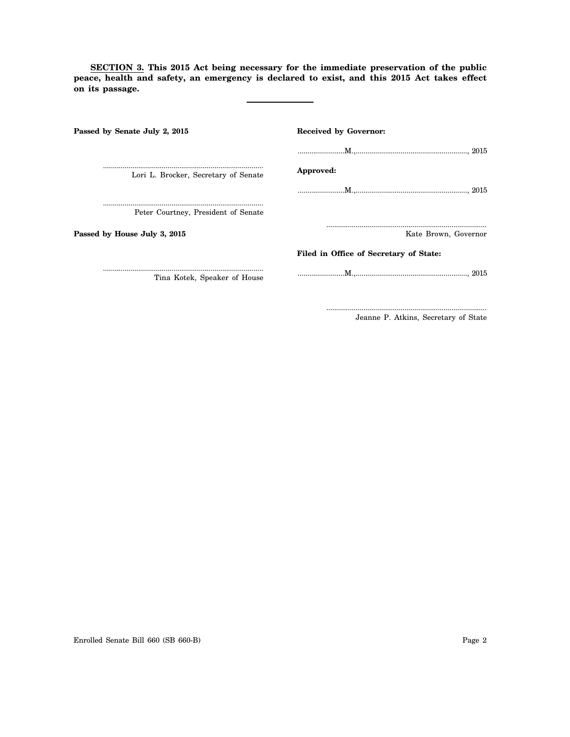**<u>SECTION 3.</u> This 2015 Act being necessary for the immediate preservation of the public peace, health and safety, an emergency is declared to exist, and this 2015 Act takes effect on its passage.**

---

**Passed by Senate July 2, 2015**

..................................................................................
Lori L. Brocker, Secretary of Senate

..................................................................................
Peter Courtney, President of Senate

**Passed by House July 3, 2015**

..................................................................................
Tina Kotek, Speaker of House

**Received by Governor:**

........................M.,.........................................................., 2015

**Approved:**

........................M.,.........................................................., 2015

..................................................................................
Kate Brown, Governor

**Filed in Office of Secretary of State:**

........................M.,.........................................................., 2015

..................................................................................
Jeanne P. Atkins, Secretary of State

Enrolled Senate Bill 660 (SB 660-B)